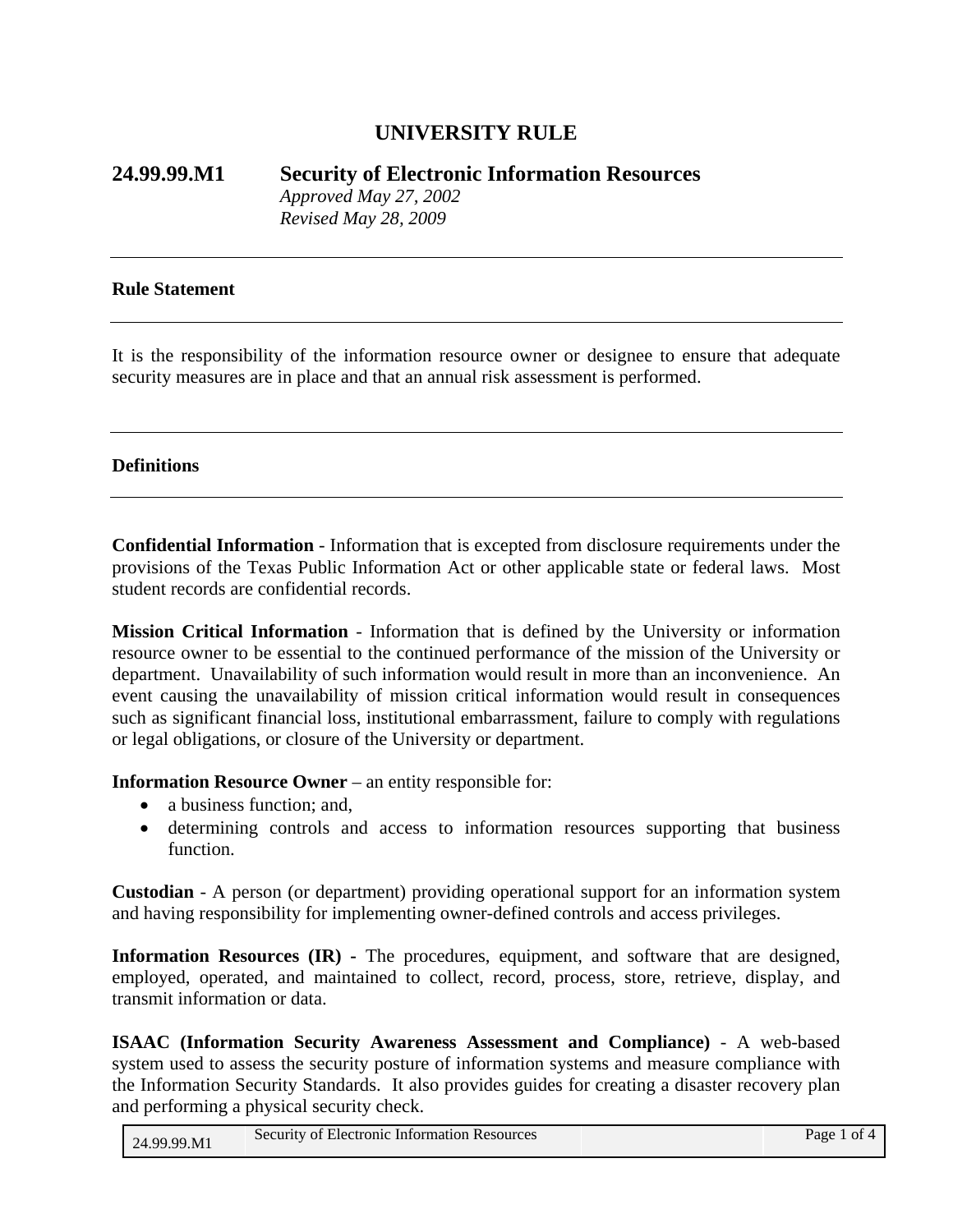# UNIVERSITY RULE

## 24.99.99.M1 Security of Electronic Information Resources

*Approved May 27, 2002*
*Revised May 28, 2009*

---

### Rule Statement

---

It is the responsibility of the information resource owner or designee to ensure that adequate security measures are in place and that an annual risk assessment is performed.

---

### Definitions

---

**Confidential Information** - Information that is excepted from disclosure requirements under the provisions of the Texas Public Information Act or other applicable state or federal laws. Most student records are confidential records.

**Mission Critical Information** - Information that is defined by the University or information resource owner to be essential to the continued performance of the mission of the University or department. Unavailability of such information would result in more than an inconvenience. An event causing the unavailability of mission critical information would result in consequences such as significant financial loss, institutional embarrassment, failure to comply with regulations or legal obligations, or closure of the University or department.

**Information Resource Owner** – an entity responsible for:

- a business function; and,
- determining controls and access to information resources supporting that business function.

**Custodian** - A person (or department) providing operational support for an information system and having responsibility for implementing owner-defined controls and access privileges.

**Information Resources (IR) -** The procedures, equipment, and software that are designed, employed, operated, and maintained to collect, record, process, store, retrieve, display, and transmit information or data.

**ISAAC (Information Security Awareness Assessment and Compliance)** - A web-based system used to assess the security posture of information systems and measure compliance with the Information Security Standards. It also provides guides for creating a disaster recovery plan and performing a physical security check.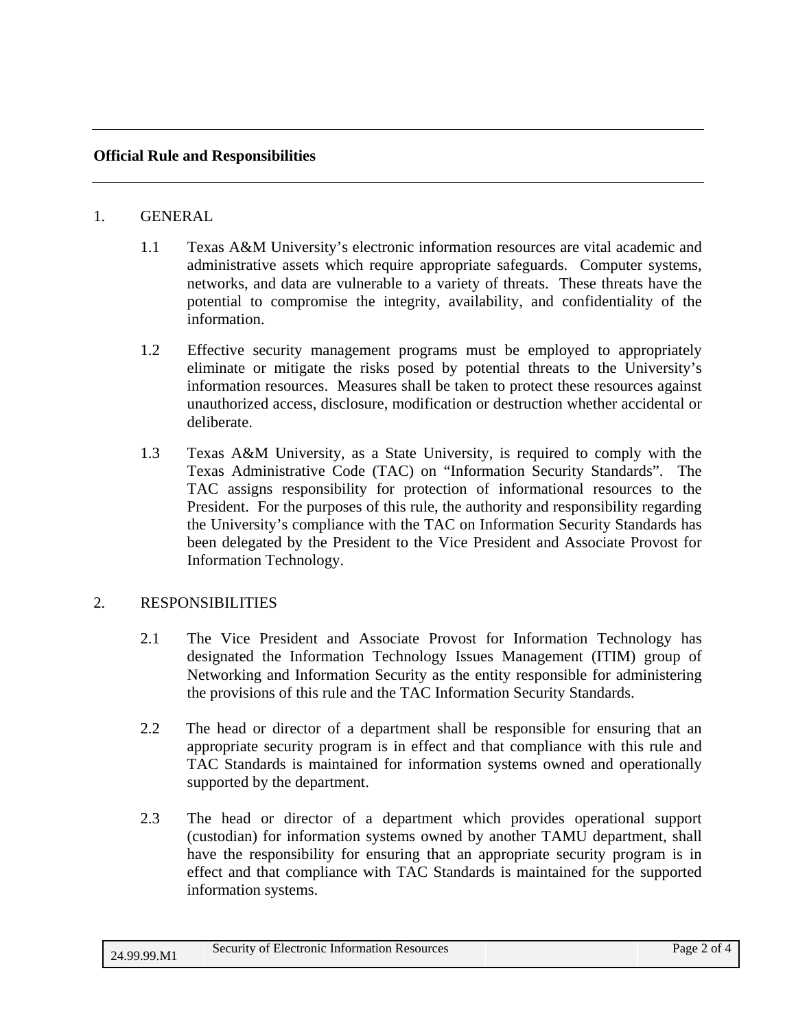## Official Rule and Responsibilities

1. GENERAL

   1.1 Texas A&M University's electronic information resources are vital academic and administrative assets which require appropriate safeguards. Computer systems, networks, and data are vulnerable to a variety of threats. These threats have the potential to compromise the integrity, availability, and confidentiality of the information.

   1.2 Effective security management programs must be employed to appropriately eliminate or mitigate the risks posed by potential threats to the University's information resources. Measures shall be taken to protect these resources against unauthorized access, disclosure, modification or destruction whether accidental or deliberate.

   1.3 Texas A&M University, as a State University, is required to comply with the Texas Administrative Code (TAC) on "Information Security Standards". The TAC assigns responsibility for protection of informational resources to the President. For the purposes of this rule, the authority and responsibility regarding the University's compliance with the TAC on Information Security Standards has been delegated by the President to the Vice President and Associate Provost for Information Technology.

2. RESPONSIBILITIES

   2.1 The Vice President and Associate Provost for Information Technology has designated the Information Technology Issues Management (ITIM) group of Networking and Information Security as the entity responsible for administering the provisions of this rule and the TAC Information Security Standards.

   2.2 The head or director of a department shall be responsible for ensuring that an appropriate security program is in effect and that compliance with this rule and TAC Standards is maintained for information systems owned and operationally supported by the department.

   2.3 The head or director of a department which provides operational support (custodian) for information systems owned by another TAMU department, shall have the responsibility for ensuring that an appropriate security program is in effect and that compliance with TAC Standards is maintained for the supported information systems.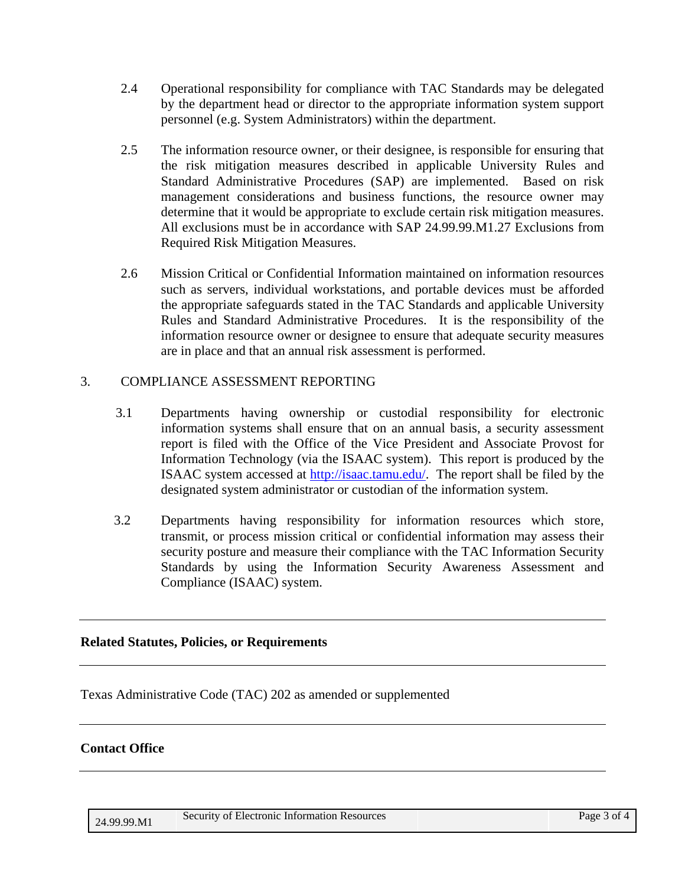2.4 Operational responsibility for compliance with TAC Standards may be delegated by the department head or director to the appropriate information system support personnel (e.g. System Administrators) within the department.

2.5 The information resource owner, or their designee, is responsible for ensuring that the risk mitigation measures described in applicable University Rules and Standard Administrative Procedures (SAP) are implemented. Based on risk management considerations and business functions, the resource owner may determine that it would be appropriate to exclude certain risk mitigation measures. All exclusions must be in accordance with SAP 24.99.99.M1.27 Exclusions from Required Risk Mitigation Measures.

2.6 Mission Critical or Confidential Information maintained on information resources such as servers, individual workstations, and portable devices must be afforded the appropriate safeguards stated in the TAC Standards and applicable University Rules and Standard Administrative Procedures. It is the responsibility of the information resource owner or designee to ensure that adequate security measures are in place and that an annual risk assessment is performed.

3. COMPLIANCE ASSESSMENT REPORTING

3.1 Departments having ownership or custodial responsibility for electronic information systems shall ensure that on an annual basis, a security assessment report is filed with the Office of the Vice President and Associate Provost for Information Technology (via the ISAAC system). This report is produced by the ISAAC system accessed at [http://isaac.tamu.edu/](http://isaac.tamu.edu/). The report shall be filed by the designated system administrator or custodian of the information system.

3.2 Departments having responsibility for information resources which store, transmit, or process mission critical or confidential information may assess their security posture and measure their compliance with the TAC Information Security Standards by using the Information Security Awareness Assessment and Compliance (ISAAC) system.

---

**Related Statutes, Policies, or Requirements**

---

Texas Administrative Code (TAC) 202 as amended or supplemented

---

**Contact Office**

---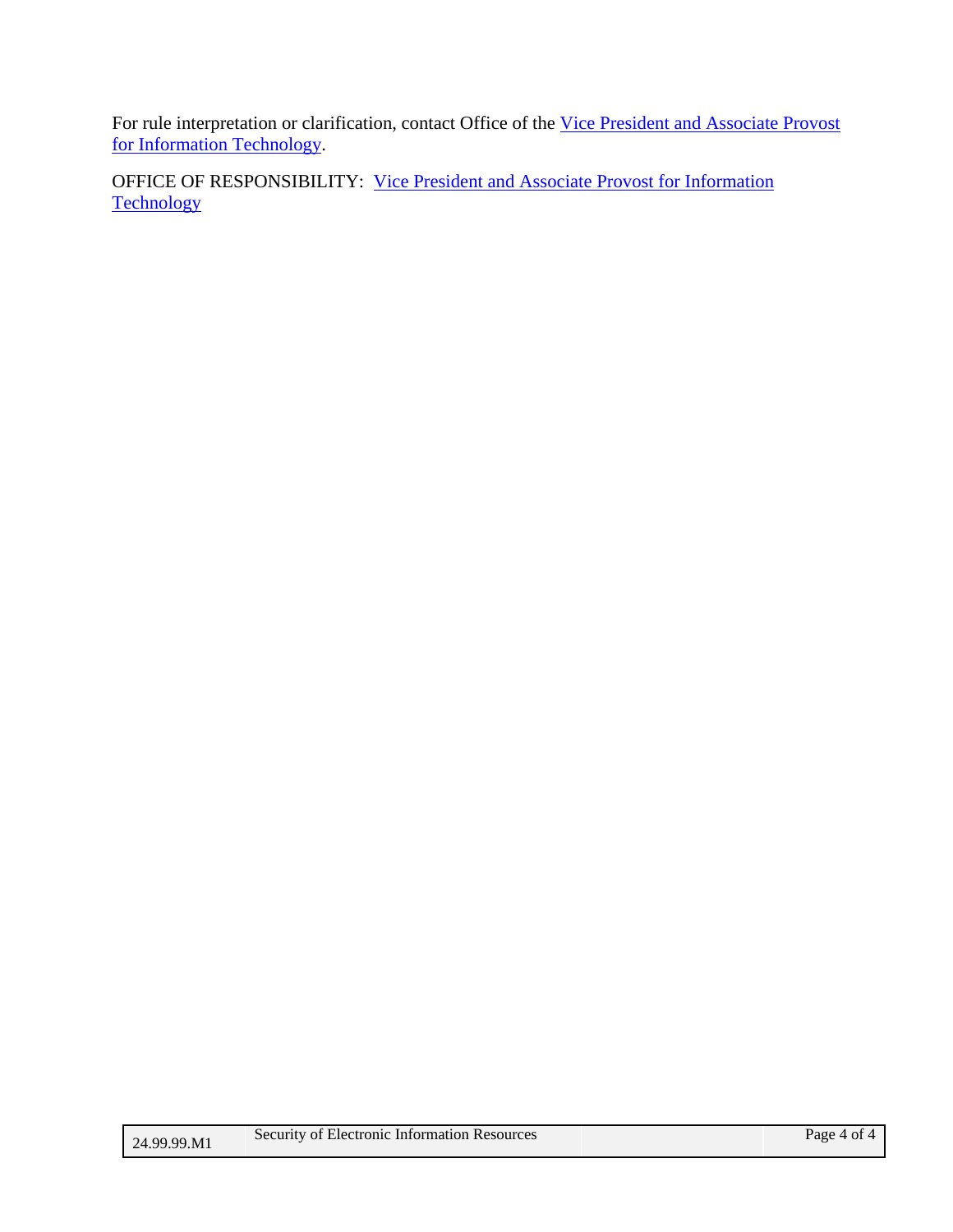For rule interpretation or clarification, contact Office of the Vice President and Associate Provost for Information Technology.

OFFICE OF RESPONSIBILITY: Vice President and Associate Provost for Information Technology